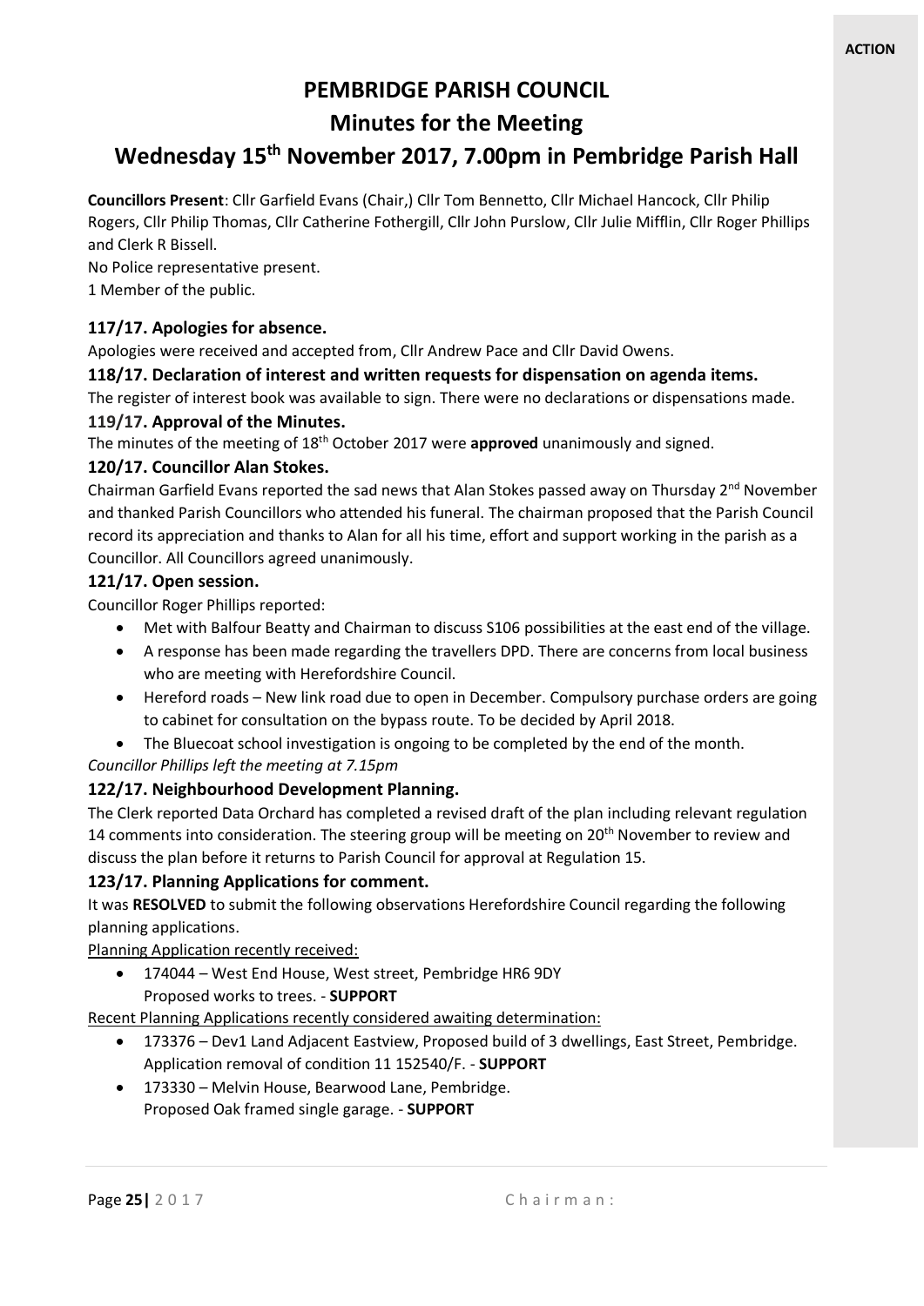**ACTION**

# PEMBRIDGE PARISH COUNCIL

## Minutes for the Meeting

## Wednesday 15th November 2017, 7.00pm in Pembridge Parish Hall

**Councillors Present**: Cllr Garfield Evans (Chair,) Cllr Tom Bennetto, Cllr Michael Hancock, Cllr Philip Rogers, Cllr Philip Thomas, Cllr Catherine Fothergill, Cllr John Purslow, Cllr Julie Mifflin, Cllr Roger Phillips and Clerk R Bissell.

No Police representative present.

1 Member of the public.

### 117/17. Apologies for absence.

Apologies were received and accepted from, Cllr Andrew Pace and Cllr David Owens.

### 118/17. Declaration of interest and written requests for dispensation on agenda items.

The register of interest book was available to sign. There were no declarations or dispensations made.

### 119/17. Approval of the Minutes.

The minutes of the meeting of 18th October 2017 were **approved** unanimously and signed.

### 120/17. Councillor Alan Stokes.

Chairman Garfield Evans reported the sad news that Alan Stokes passed away on Thursday 2nd November and thanked Parish Councillors who attended his funeral. The chairman proposed that the Parish Council record its appreciation and thanks to Alan for all his time, effort and support working in the parish as a Councillor. All Councillors agreed unanimously.

### 121/17. Open session.

Councillor Roger Phillips reported:

- Met with Balfour Beatty and Chairman to discuss S106 possibilities at the east end of the village.
- A response has been made regarding the travellers DPD. There are concerns from local business who are meeting with Herefordshire Council.
- Hereford roads – New link road due to open in December. Compulsory purchase orders are going to cabinet for consultation on the bypass route. To be decided by April 2018.
- The Bluecoat school investigation is ongoing to be completed by the end of the month.

*Councillor Phillips left the meeting at 7.15pm*

### 122/17. Neighbourhood Development Planning.

The Clerk reported Data Orchard has completed a revised draft of the plan including relevant regulation 14 comments into consideration. The steering group will be meeting on 20th November to review and discuss the plan before it returns to Parish Council for approval at Regulation 15.

### 123/17. Planning Applications for comment.

It was **RESOLVED** to submit the following observations Herefordshire Council regarding the following planning applications.

Planning Application recently received:

- 174044 – West End House, West street, Pembridge HR6 9DY
  Proposed works to trees. - **SUPPORT**

Recent Planning Applications recently considered awaiting determination:

- 173376 – Dev1 Land Adjacent Eastview, Proposed build of 3 dwellings, East Street, Pembridge. Application removal of condition 11 152540/F. - **SUPPORT**
- 173330 – Melvin House, Bearwood Lane, Pembridge.
  Proposed Oak framed single garage. - **SUPPORT**

Chairman: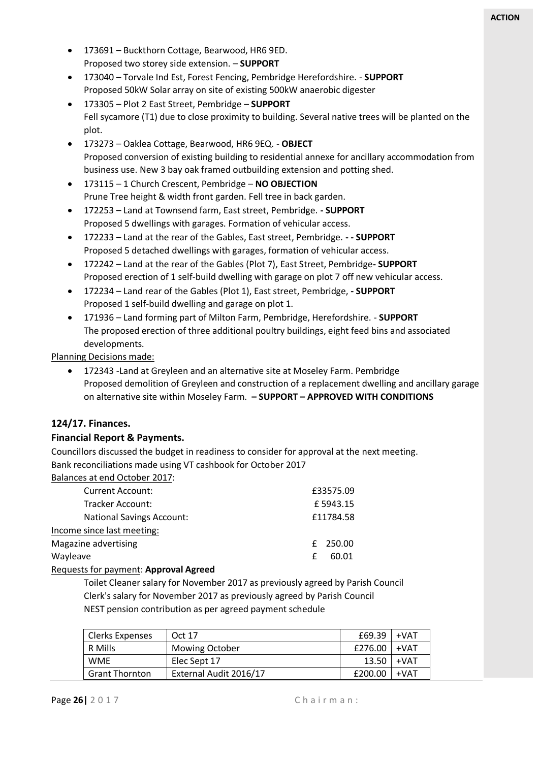**ACTION**

- 173691 – Buckthorn Cottage, Bearwood, HR6 9ED.
  Proposed two storey side extension. – **SUPPORT**
- 173040 – Torvale Ind Est, Forest Fencing, Pembridge Herefordshire. - **SUPPORT**
  Proposed 50kW Solar array on site of existing 500kW anaerobic digester
- 173305 – Plot 2 East Street, Pembridge – **SUPPORT**
  Fell sycamore (T1) due to close proximity to building. Several native trees will be planted on the plot.
- 173273 – Oaklea Cottage, Bearwood, HR6 9EQ. - **OBJECT**
  Proposed conversion of existing building to residential annexe for ancillary accommodation from business use. New 3 bay oak framed outbuilding extension and potting shed.
- 173115 – 1 Church Crescent, Pembridge – **NO OBJECTION**
  Prune Tree height & width front garden. Fell tree in back garden.
- 172253 – Land at Townsend farm, East street, Pembridge. **- SUPPORT**
  Proposed 5 dwellings with garages. Formation of vehicular access.
- 172233 – Land at the rear of the Gables, East street, Pembridge. **- - SUPPORT**
  Proposed 5 detached dwellings with garages, formation of vehicular access.
- 172242 – Land at the rear of the Gables (Plot 7), East Street, Pembridge**- SUPPORT**
  Proposed erection of 1 self-build dwelling with garage on plot 7 off new vehicular access.
- 172234 – Land rear of the Gables (Plot 1), East street, Pembridge, **- SUPPORT**
  Proposed 1 self-build dwelling and garage on plot 1.
- 171936 – Land forming part of Milton Farm, Pembridge, Herefordshire. - **SUPPORT**
  The proposed erection of three additional poultry buildings, eight feed bins and associated developments.

Planning Decisions made:

- 172343 -Land at Greyleen and an alternative site at Moseley Farm. Pembridge
  Proposed demolition of Greyleen and construction of a replacement dwelling and ancillary garage on alternative site within Moseley Farm. **– SUPPORT – APPROVED WITH CONDITIONS**

### 124/17. Finances.

### Financial Report & Payments.

Councillors discussed the budget in readiness to consider for approval at the next meeting.
Bank reconciliations made using VT cashbook for October 2017

Balances at end October 2017:

| | |
|---|---|
| Current Account: | £33575.09 |
| Tracker Account: | £ 5943.15 |
| National Savings Account: | £11784.58 |

Income since last meeting:

| | |
|---|---|
| Magazine advertising | £ 250.00 |
| Wayleave | £ 60.01 |

Requests for payment: **Approval Agreed**

Toilet Cleaner salary for November 2017 as previously agreed by Parish Council
Clerk's salary for November 2017 as previously agreed by Parish Council
NEST pension contribution as per agreed payment schedule

| | | | |
|---|---|---|---|
| Clerks Expenses | Oct 17 | £69.39 | +VAT |
| R Mills | Mowing October | £276.00 | +VAT |
| WME | Elec Sept 17 | 13.50 | +VAT |
| Grant Thornton | External Audit 2016/17 | £200.00 | +VAT |

Chairman: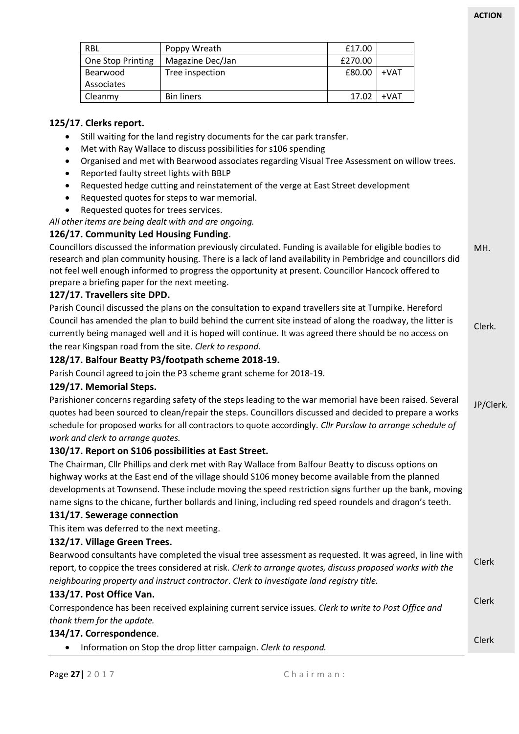**ACTION**

| RBL | Poppy Wreath | £17.00 | |
|---|---|---|---|
| One Stop Printing | Magazine Dec/Jan | £270.00 | |
| Bearwood Associates | Tree inspection | £80.00 | +VAT |
| Cleanmy | Bin liners | 17.02 | +VAT |

### 125/17. Clerks report.

- Still waiting for the land registry documents for the car park transfer.
- Met with Ray Wallace to discuss possibilities for s106 spending
- Organised and met with Bearwood associates regarding Visual Tree Assessment on willow trees.
- Reported faulty street lights with BBLP
- Requested hedge cutting and reinstatement of the verge at East Street development
- Requested quotes for steps to war memorial.
- Requested quotes for trees services.

*All other items are being dealt with and are ongoing.*

### 126/17. Community Led Housing Funding.

Councillors discussed the information previously circulated. Funding is available for eligible bodies to research and plan community housing. There is a lack of land availability in Pembridge and councillors did not feel well enough informed to progress the opportunity at present. Councillor Hancock offered to prepare a briefing paper for the next meeting. **MH.**

### 127/17. Travellers site DPD.

Parish Council discussed the plans on the consultation to expand travellers site at Turnpike. Hereford Council has amended the plan to build behind the current site instead of along the roadway, the litter is currently being managed well and it is hoped will continue. It was agreed there should be no access on the rear Kingspan road from the site. *Clerk to respond.* **Clerk.**

### 128/17. Balfour Beatty P3/footpath scheme 2018-19.

Parish Council agreed to join the P3 scheme grant scheme for 2018-19.

### 129/17. Memorial Steps.

Parishioner concerns regarding safety of the steps leading to the war memorial have been raised. Several quotes had been sourced to clean/repair the steps. Councillors discussed and decided to prepare a works schedule for proposed works for all contractors to quote accordingly. *Cllr Purslow to arrange schedule of work and clerk to arrange quotes.* **JP/Clerk.**

### 130/17. Report on S106 possibilities at East Street.

The Chairman, Cllr Phillips and clerk met with Ray Wallace from Balfour Beatty to discuss options on highway works at the East end of the village should S106 money become available from the planned developments at Townsend. These include moving the speed restriction signs further up the bank, moving name signs to the chicane, further bollards and lining, including red speed roundels and dragon's teeth.

### 131/17. Sewerage connection

This item was deferred to the next meeting.

### 132/17. Village Green Trees.

Bearwood consultants have completed the visual tree assessment as requested. It was agreed, in line with report, to coppice the trees considered at risk. *Clerk to arrange quotes, discuss proposed works with the neighbouring property and instruct contractor. Clerk to investigate land registry title.* **Clerk**

### 133/17. Post Office Van.

Correspondence has been received explaining current service issues. *Clerk to write to Post Office and thank them for the update.* **Clerk**

### 134/17. Correspondence.

- Information on Stop the drop litter campaign. *Clerk to respond.* **Clerk**

Chairman: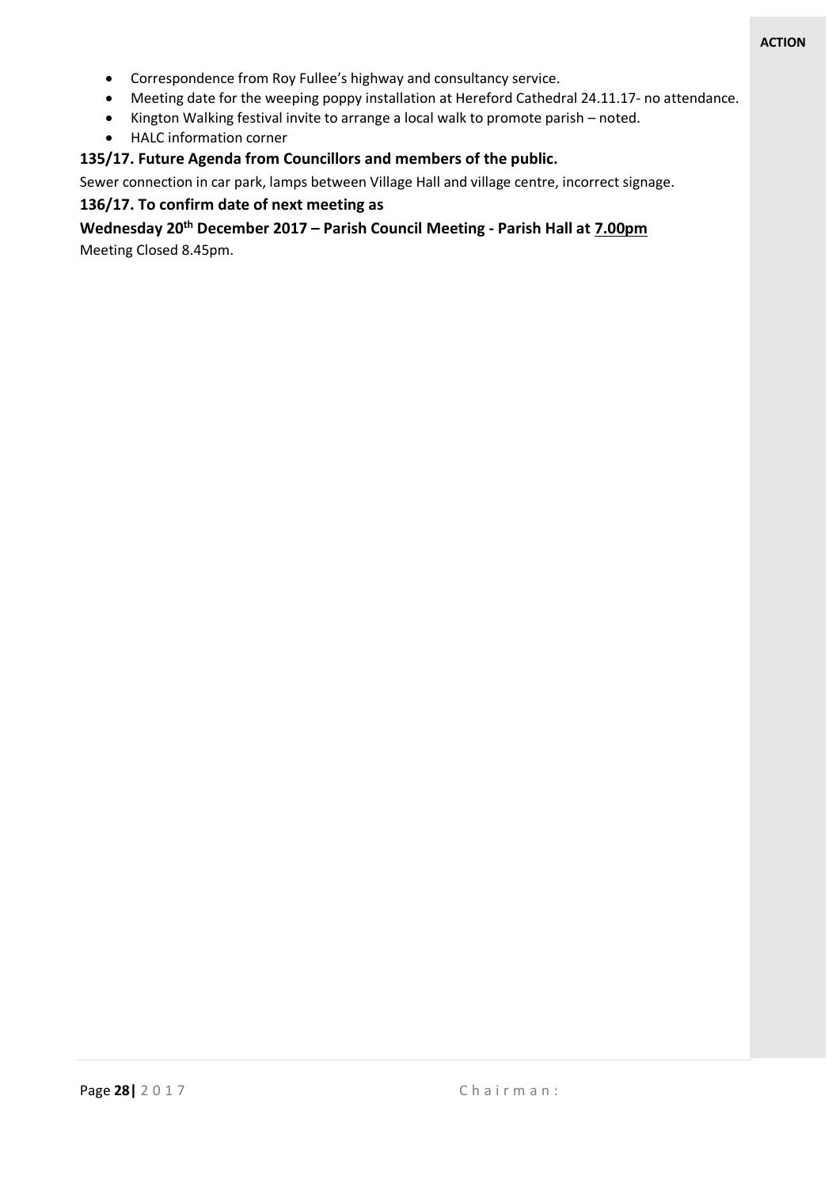**ACTION**

- Correspondence from Roy Fullee's highway and consultancy service.
- Meeting date for the weeping poppy installation at Hereford Cathedral 24.11.17- no attendance.
- Kington Walking festival invite to arrange a local walk to promote parish – noted.
- HALC information corner

### 135/17. Future Agenda from Councillors and members of the public.

Sewer connection in car park, lamps between Village Hall and village centre, incorrect signage.

### 136/17. To confirm date of next meeting as

**Wednesday 20th December 2017 – Parish Council Meeting - Parish Hall at 7.00pm**

Meeting Closed 8.45pm.

Chairman: